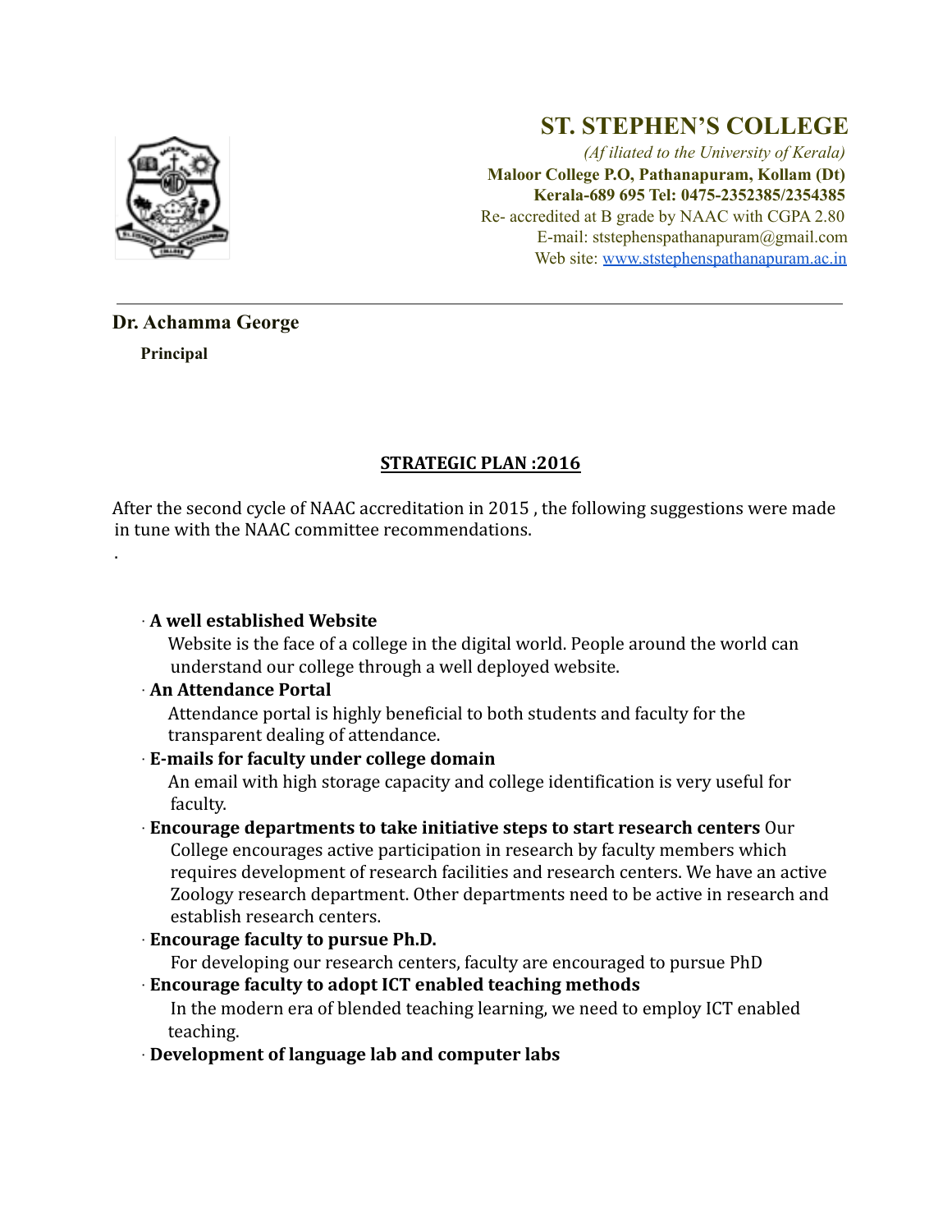# ST. STEPHEN'S COLLEGE

*(Affiliated to the University of Kerala)*

**Maloor College P.O, Pathanapuram, Kollam (Dt)**
**Kerala-689 695 Tel: 0475-2352385/2354385**

Re- accredited at B grade by NAAC with CGPA 2.80

E-mail: ststephenspathanapuram@gmail.com

Web site: www.ststephenspathanapuram.ac.in

---

**Dr. Achamma George**

**Principal**

## STRATEGIC PLAN :2016

After the second cycle of NAAC accreditation in 2015 , the following suggestions were made in tune with the NAAC committee recommendations.

.

- **A well established Website**
  Website is the face of a college in the digital world. People around the world can understand our college through a well deployed website.
- **An Attendance Portal**
  Attendance portal is highly beneficial to both students and faculty for the transparent dealing of attendance.
- **E-mails for faculty under college domain**
  An email with high storage capacity and college identification is very useful for faculty.
- **Encourage departments to take initiative steps to start research centers** Our College encourages active participation in research by faculty members which requires development of research facilities and research centers. We have an active Zoology research department. Other departments need to be active in research and establish research centers.
- **Encourage faculty to pursue Ph.D.**
  For developing our research centers, faculty are encouraged to pursue PhD
- **Encourage faculty to adopt ICT enabled teaching methods**
  In the modern era of blended teaching learning, we need to employ ICT enabled teaching.
- **Development of language lab and computer labs**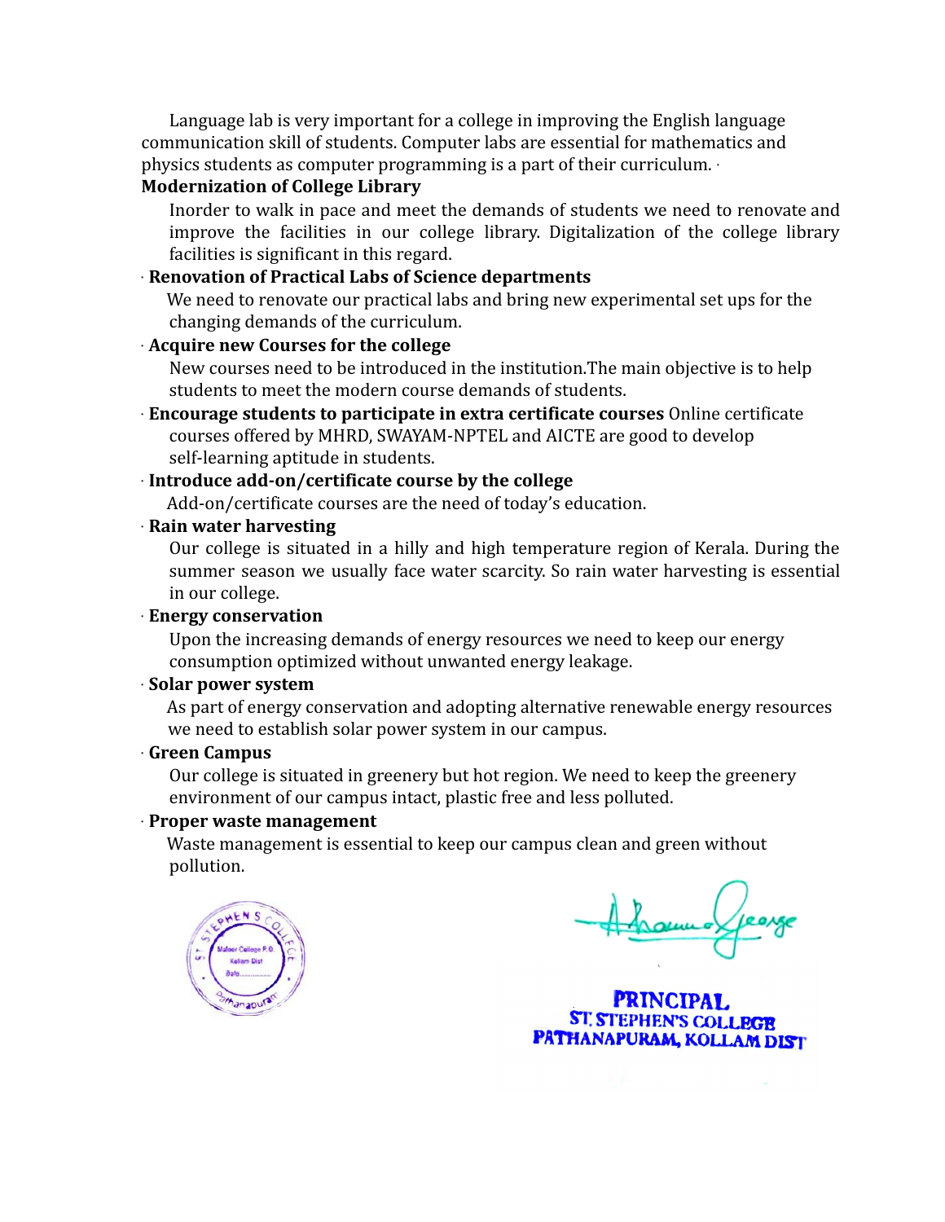Language lab is very important for a college in improving the English language communication skill of students. Computer labs are essential for mathematics and physics students as computer programming is a part of their curriculum. ·

**Modernization of College Library**

Inorder to walk in pace and meet the demands of students we need to renovate and improve the facilities in our college library. Digitalization of the college library facilities is significant in this regard.

· **Renovation of Practical Labs of Science departments**

We need to renovate our practical labs and bring new experimental set ups for the changing demands of the curriculum.

· **Acquire new Courses for the college**

New courses need to be introduced in the institution.The main objective is to help students to meet the modern course demands of students.

· **Encourage students to participate in extra certificate courses** Online certificate courses offered by MHRD, SWAYAM-NPTEL and AICTE are good to develop self-learning aptitude in students.

· **Introduce add-on/certificate course by the college**

Add-on/certificate courses are the need of today's education.

· **Rain water harvesting**

Our college is situated in a hilly and high temperature region of Kerala. During the summer season we usually face water scarcity. So rain water harvesting is essential in our college.

· **Energy conservation**

Upon the increasing demands of energy resources we need to keep our energy consumption optimized without unwanted energy leakage.

· **Solar power system**

As part of energy conservation and adopting alternative renewable energy resources we need to establish solar power system in our campus.

· **Green Campus**

Our college is situated in greenery but hot region. We need to keep the greenery environment of our campus intact, plastic free and less polluted.

· **Proper waste management**

Waste management is essential to keep our campus clean and green without pollution.

**PRINCIPAL**
**ST. STEPHEN'S COLLEGE**
**PATHANAPURAM, KOLLAM DIST**